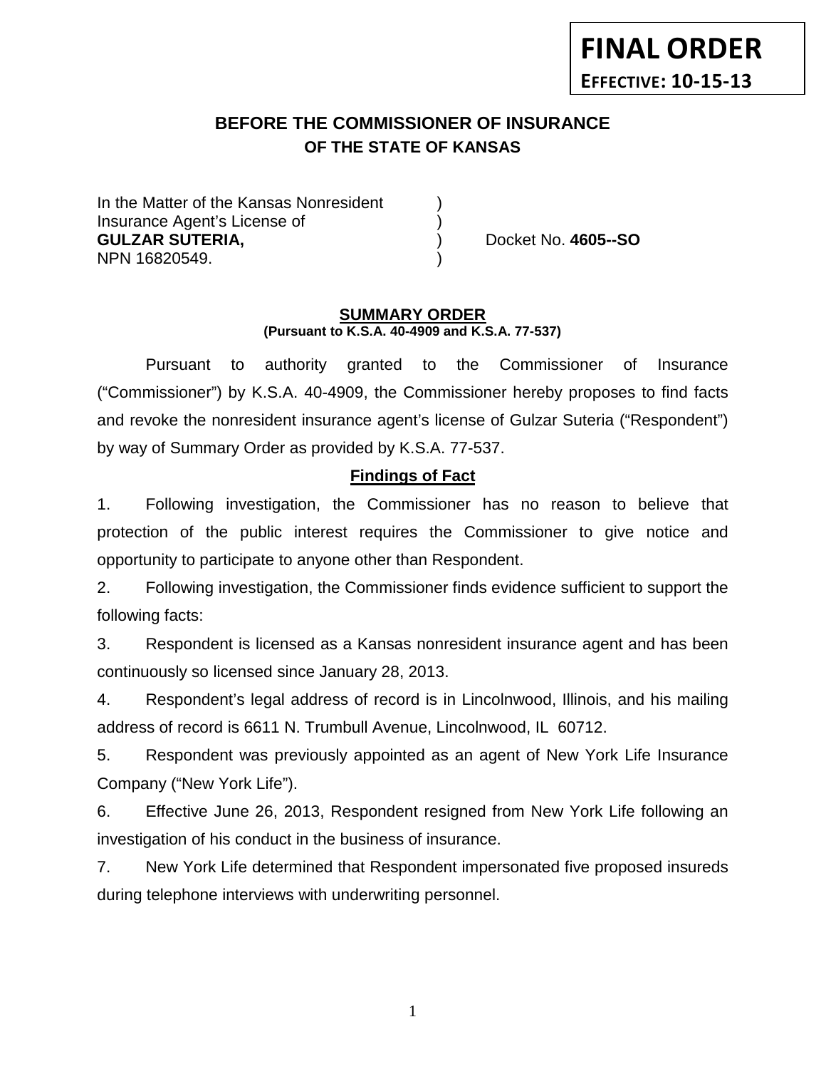**FINAL ORDER**
**EFFECTIVE: 10-15-13**

# BEFORE THE COMMISSIONER OF INSURANCE
## OF THE STATE OF KANSAS

In the Matter of the Kansas Nonresident )
Insurance Agent's License of )
**GULZAR SUTERIA,** ) Docket No. **4605--SO**
NPN 16820549. )

**SUMMARY ORDER**
**(Pursuant to K.S.A. 40-4909 and K.S.A. 77-537)**

Pursuant to authority granted to the Commissioner of Insurance ("Commissioner") by K.S.A. 40-4909, the Commissioner hereby proposes to find facts and revoke the nonresident insurance agent's license of Gulzar Suteria ("Respondent") by way of Summary Order as provided by K.S.A. 77-537.

**Findings of Fact**

1. Following investigation, the Commissioner has no reason to believe that protection of the public interest requires the Commissioner to give notice and opportunity to participate to anyone other than Respondent.

2. Following investigation, the Commissioner finds evidence sufficient to support the following facts:

3. Respondent is licensed as a Kansas nonresident insurance agent and has been continuously so licensed since January 28, 2013.

4. Respondent's legal address of record is in Lincolnwood, Illinois, and his mailing address of record is 6611 N. Trumbull Avenue, Lincolnwood, IL 60712.

5. Respondent was previously appointed as an agent of New York Life Insurance Company ("New York Life").

6. Effective June 26, 2013, Respondent resigned from New York Life following an investigation of his conduct in the business of insurance.

7. New York Life determined that Respondent impersonated five proposed insureds during telephone interviews with underwriting personnel.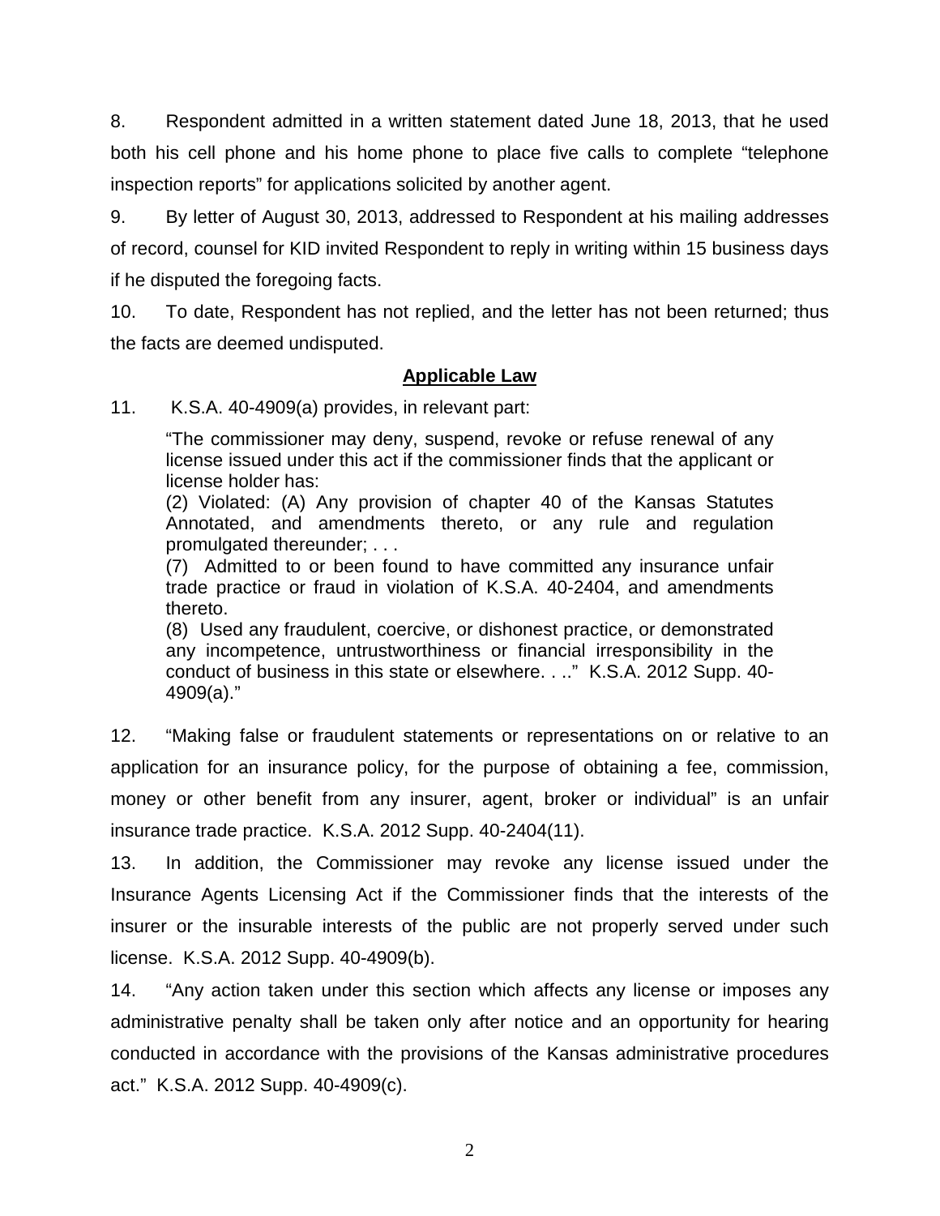8. Respondent admitted in a written statement dated June 18, 2013, that he used both his cell phone and his home phone to place five calls to complete "telephone inspection reports" for applications solicited by another agent.

9. By letter of August 30, 2013, addressed to Respondent at his mailing addresses of record, counsel for KID invited Respondent to reply in writing within 15 business days if he disputed the foregoing facts.

10. To date, Respondent has not replied, and the letter has not been returned; thus the facts are deemed undisputed.

## Applicable Law

11. K.S.A. 40-4909(a) provides, in relevant part:

> "The commissioner may deny, suspend, revoke or refuse renewal of any license issued under this act if the commissioner finds that the applicant or license holder has:
> (2) Violated: (A) Any provision of chapter 40 of the Kansas Statutes Annotated, and amendments thereto, or any rule and regulation promulgated thereunder; . . .
> (7) Admitted to or been found to have committed any insurance unfair trade practice or fraud in violation of K.S.A. 40-2404, and amendments thereto.
> (8) Used any fraudulent, coercive, or dishonest practice, or demonstrated any incompetence, untrustworthiness or financial irresponsibility in the conduct of business in this state or elsewhere. . .." K.S.A. 2012 Supp. 40-4909(a)."

12. "Making false or fraudulent statements or representations on or relative to an application for an insurance policy, for the purpose of obtaining a fee, commission, money or other benefit from any insurer, agent, broker or individual" is an unfair insurance trade practice. K.S.A. 2012 Supp. 40-2404(11).

13. In addition, the Commissioner may revoke any license issued under the Insurance Agents Licensing Act if the Commissioner finds that the interests of the insurer or the insurable interests of the public are not properly served under such license. K.S.A. 2012 Supp. 40-4909(b).

14. "Any action taken under this section which affects any license or imposes any administrative penalty shall be taken only after notice and an opportunity for hearing conducted in accordance with the provisions of the Kansas administrative procedures act." K.S.A. 2012 Supp. 40-4909(c).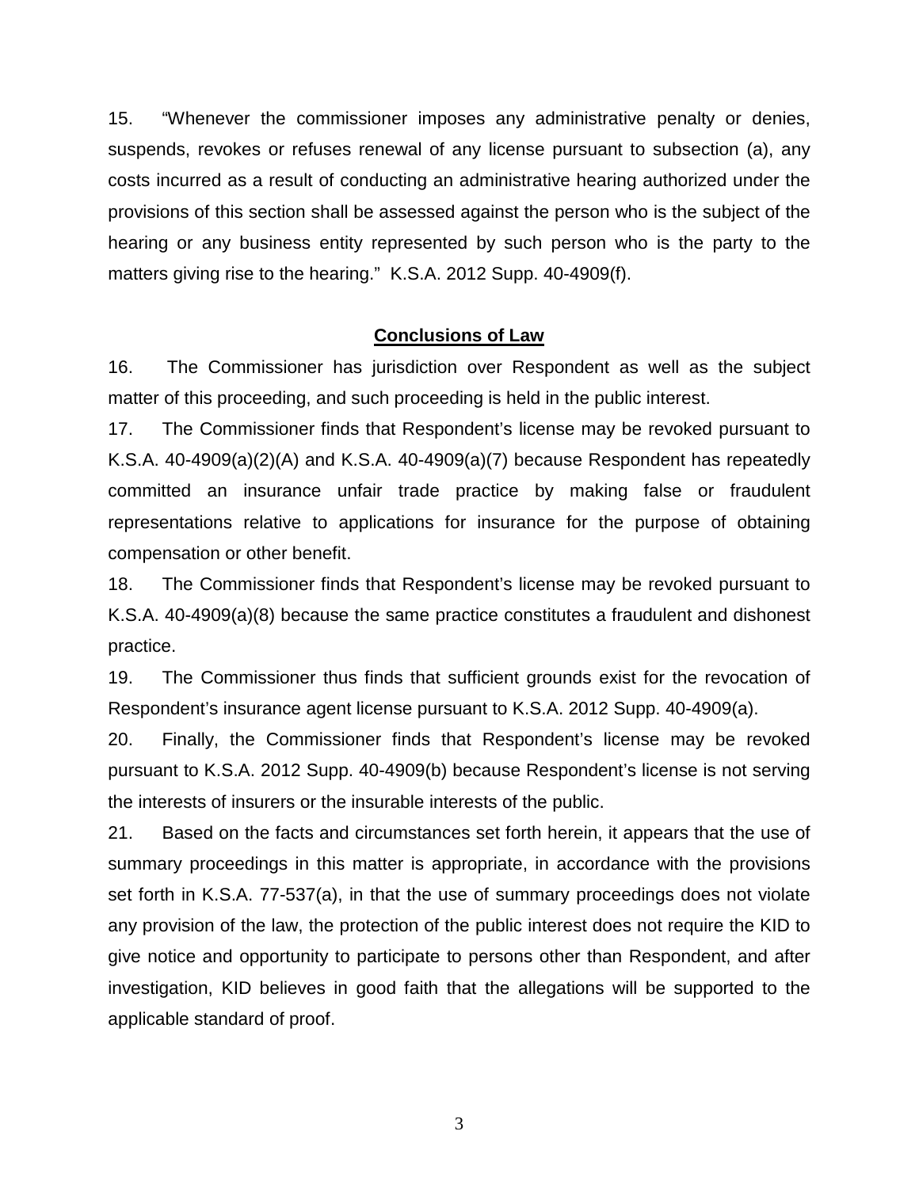15. "Whenever the commissioner imposes any administrative penalty or denies, suspends, revokes or refuses renewal of any license pursuant to subsection (a), any costs incurred as a result of conducting an administrative hearing authorized under the provisions of this section shall be assessed against the person who is the subject of the hearing or any business entity represented by such person who is the party to the matters giving rise to the hearing." K.S.A. 2012 Supp. 40-4909(f).

## Conclusions of Law

16. The Commissioner has jurisdiction over Respondent as well as the subject matter of this proceeding, and such proceeding is held in the public interest.

17. The Commissioner finds that Respondent's license may be revoked pursuant to K.S.A. 40-4909(a)(2)(A) and K.S.A. 40-4909(a)(7) because Respondent has repeatedly committed an insurance unfair trade practice by making false or fraudulent representations relative to applications for insurance for the purpose of obtaining compensation or other benefit.

18. The Commissioner finds that Respondent's license may be revoked pursuant to K.S.A. 40-4909(a)(8) because the same practice constitutes a fraudulent and dishonest practice.

19. The Commissioner thus finds that sufficient grounds exist for the revocation of Respondent's insurance agent license pursuant to K.S.A. 2012 Supp. 40-4909(a).

20. Finally, the Commissioner finds that Respondent's license may be revoked pursuant to K.S.A. 2012 Supp. 40-4909(b) because Respondent's license is not serving the interests of insurers or the insurable interests of the public.

21. Based on the facts and circumstances set forth herein, it appears that the use of summary proceedings in this matter is appropriate, in accordance with the provisions set forth in K.S.A. 77-537(a), in that the use of summary proceedings does not violate any provision of the law, the protection of the public interest does not require the KID to give notice and opportunity to participate to persons other than Respondent, and after investigation, KID believes in good faith that the allegations will be supported to the applicable standard of proof.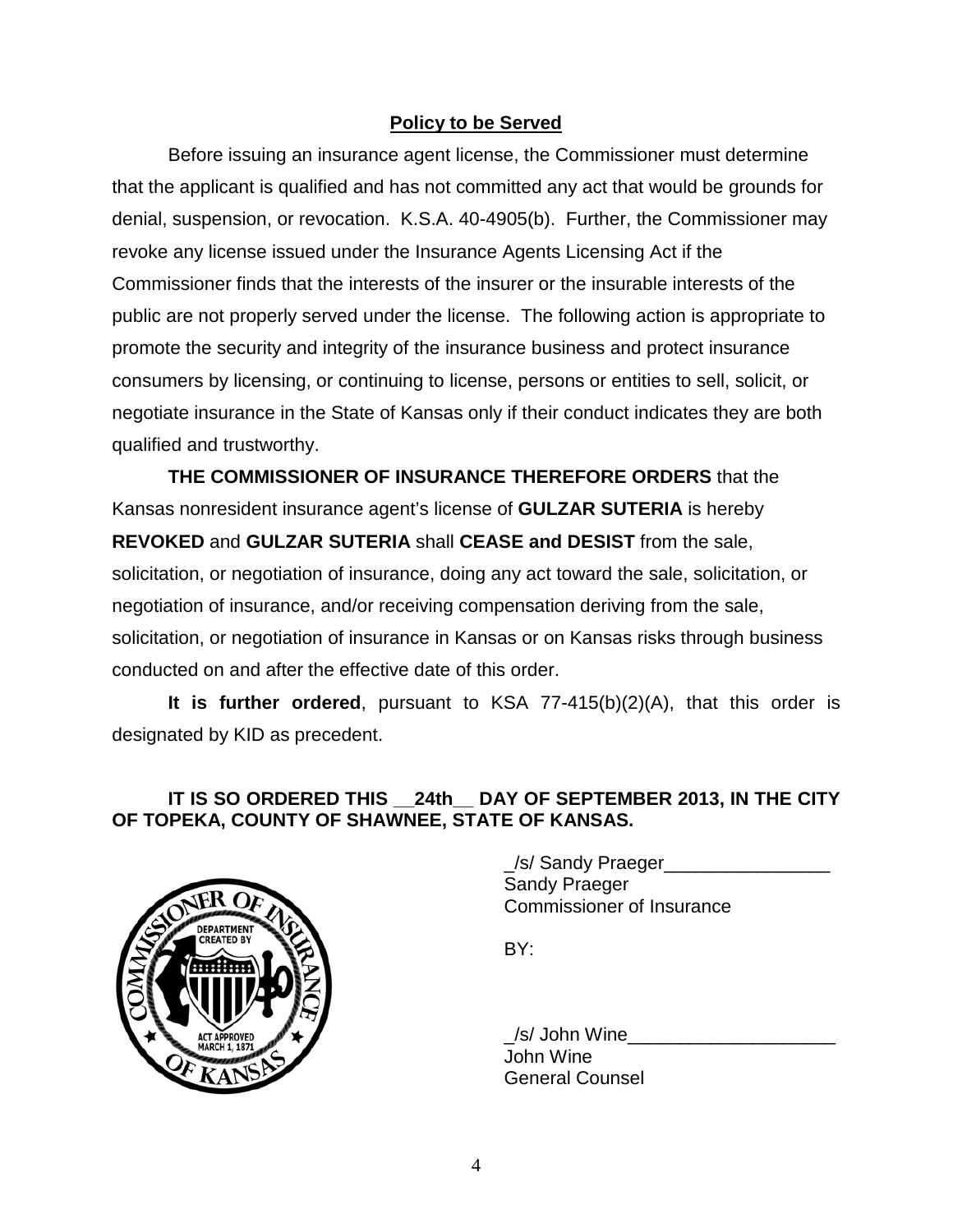## Policy to be Served

Before issuing an insurance agent license, the Commissioner must determine that the applicant is qualified and has not committed any act that would be grounds for denial, suspension, or revocation. K.S.A. 40-4905(b). Further, the Commissioner may revoke any license issued under the Insurance Agents Licensing Act if the Commissioner finds that the interests of the insurer or the insurable interests of the public are not properly served under the license. The following action is appropriate to promote the security and integrity of the insurance business and protect insurance consumers by licensing, or continuing to license, persons or entities to sell, solicit, or negotiate insurance in the State of Kansas only if their conduct indicates they are both qualified and trustworthy.

**THE COMMISSIONER OF INSURANCE THEREFORE ORDERS** that the Kansas nonresident insurance agent's license of **GULZAR SUTERIA** is hereby **REVOKED** and **GULZAR SUTERIA** shall **CEASE and DESIST** from the sale, solicitation, or negotiation of insurance, doing any act toward the sale, solicitation, or negotiation of insurance, and/or receiving compensation deriving from the sale, solicitation, or negotiation of insurance in Kansas or on Kansas risks through business conducted on and after the effective date of this order.

**It is further ordered**, pursuant to KSA 77-415(b)(2)(A), that this order is designated by KID as precedent.

**IT IS SO ORDERED THIS __24th__ DAY OF SEPTEMBER 2013, IN THE CITY OF TOPEKA, COUNTY OF SHAWNEE, STATE OF KANSAS.**

_/s/ Sandy Praeger________________
Sandy Praeger
Commissioner of Insurance

BY:

_/s/ John Wine____________________
John Wine
General Counsel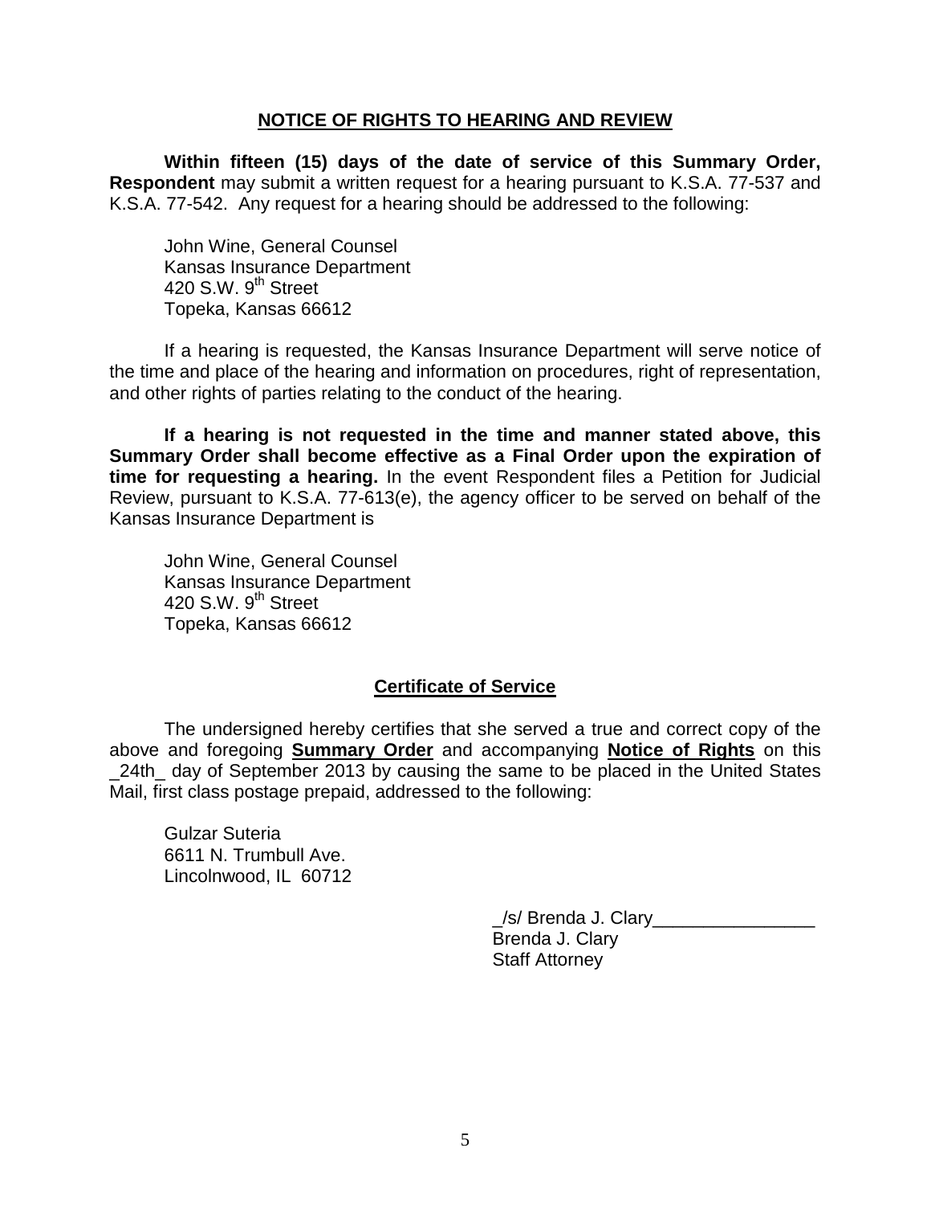## NOTICE OF RIGHTS TO HEARING AND REVIEW

**Within fifteen (15) days of the date of service of this Summary Order, Respondent** may submit a written request for a hearing pursuant to K.S.A. 77-537 and K.S.A. 77-542. Any request for a hearing should be addressed to the following:

John Wine, General Counsel  
Kansas Insurance Department  
420 S.W. 9th Street  
Topeka, Kansas 66612

If a hearing is requested, the Kansas Insurance Department will serve notice of the time and place of the hearing and information on procedures, right of representation, and other rights of parties relating to the conduct of the hearing.

**If a hearing is not requested in the time and manner stated above, this Summary Order shall become effective as a Final Order upon the expiration of time for requesting a hearing.** In the event Respondent files a Petition for Judicial Review, pursuant to K.S.A. 77-613(e), the agency officer to be served on behalf of the Kansas Insurance Department is

John Wine, General Counsel  
Kansas Insurance Department  
420 S.W. 9th Street  
Topeka, Kansas 66612

## Certificate of Service

The undersigned hereby certifies that she served a true and correct copy of the above and foregoing **Summary Order** and accompanying **Notice of Rights** on this _24th_ day of September 2013 by causing the same to be placed in the United States Mail, first class postage prepaid, addressed to the following:

Gulzar Suteria  
6611 N. Trumbull Ave.  
Lincolnwood, IL 60712

_/s/ Brenda J. Clary________________  
Brenda J. Clary  
Staff Attorney